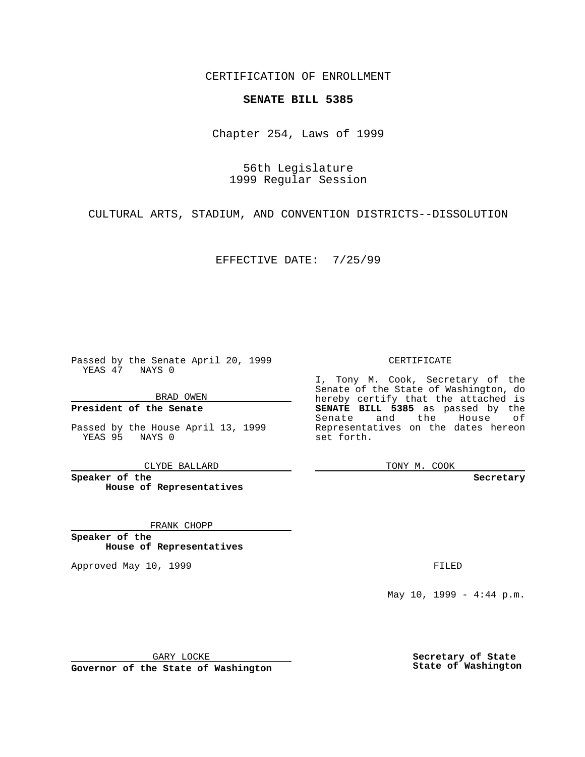CERTIFICATION OF ENROLLMENT

**SENATE BILL 5385**

Chapter 254, Laws of 1999

56th Legislature
1999 Regular Session

CULTURAL ARTS, STADIUM, AND CONVENTION DISTRICTS--DISSOLUTION

EFFECTIVE DATE: 7/25/99

Passed by the Senate April 20, 1999
YEAS 47 NAYS 0

BRAD OWEN

**President of the Senate**

Passed by the House April 13, 1999
YEAS 95 NAYS 0

CLYDE BALLARD

**Speaker of the House of Representatives**

FRANK CHOPP

**Speaker of the House of Representatives**

Approved May 10, 1999

GARY LOCKE

**Governor of the State of Washington**

CERTIFICATE

I, Tony M. Cook, Secretary of the Senate of the State of Washington, do hereby certify that the attached is **SENATE BILL 5385** as passed by the Senate and the House of Representatives on the dates hereon set forth.

TONY M. COOK

**Secretary**

FILED

May 10, 1999 - 4:44 p.m.

**Secretary of State State of Washington**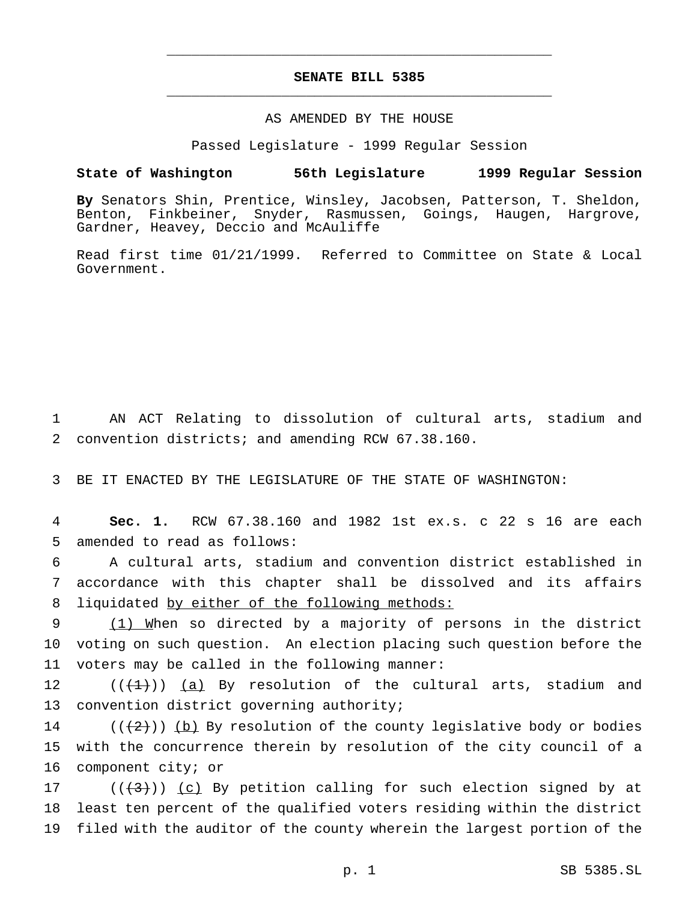---

# SENATE BILL 5385

---

AS AMENDED BY THE HOUSE

Passed Legislature - 1999 Regular Session

**State of Washington 56th Legislature 1999 Regular Session**

**By** Senators Shin, Prentice, Winsley, Jacobsen, Patterson, T. Sheldon, Benton, Finkbeiner, Snyder, Rasmussen, Goings, Haugen, Hargrove, Gardner, Heavey, Deccio and McAuliffe

Read first time 01/21/1999. Referred to Committee on State & Local Government.

1 AN ACT Relating to dissolution of cultural arts, stadium and
2 convention districts; and amending RCW 67.38.160.

3 BE IT ENACTED BY THE LEGISLATURE OF THE STATE OF WASHINGTON:

4 **Sec. 1.** RCW 67.38.160 and 1982 1st ex.s. c 22 s 16 are each
5 amended to read as follows:

6 A cultural arts, stadium and convention district established in
7 accordance with this chapter shall be dissolved and its affairs
8 liquidated by either of the following methods:

9 (1) When so directed by a majority of persons in the district
10 voting on such question. An election placing such question before the
11 voters may be called in the following manner:

12 (((1))) (a) By resolution of the cultural arts, stadium and
13 convention district governing authority;

14 (((2))) (b) By resolution of the county legislative body or bodies
15 with the concurrence therein by resolution of the city council of a
16 component city; or

17 (((3))) (c) By petition calling for such election signed by at
18 least ten percent of the qualified voters residing within the district
19 filed with the auditor of the county wherein the largest portion of the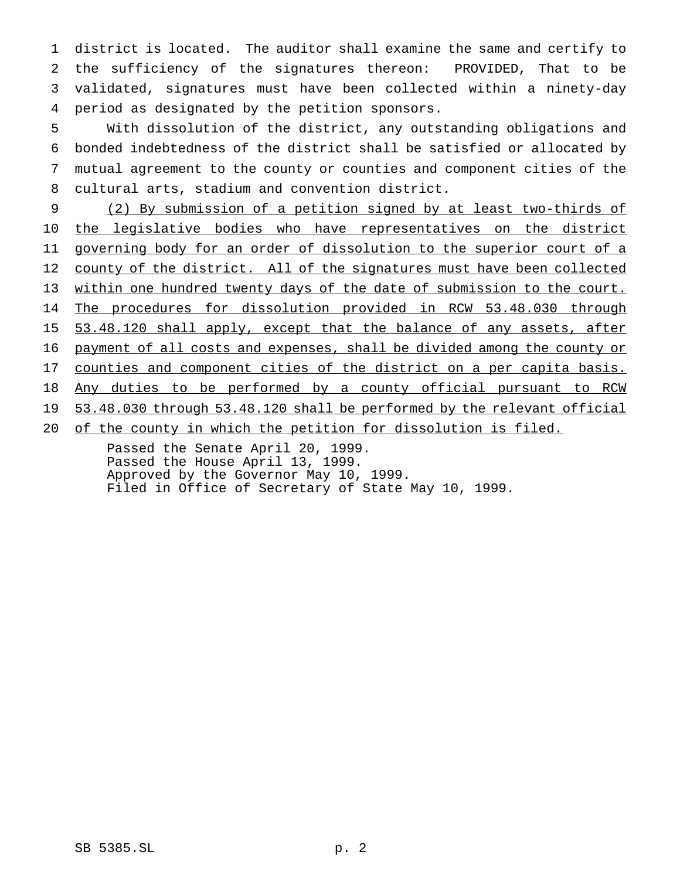district is located. The auditor shall examine the same and certify to the sufficiency of the signatures thereon: PROVIDED, That to be validated, signatures must have been collected within a ninety-day period as designated by the petition sponsors.

With dissolution of the district, any outstanding obligations and bonded indebtedness of the district shall be satisfied or allocated by mutual agreement to the county or counties and component cities of the cultural arts, stadium and convention district.

<u>(2) By submission of a petition signed by at least two-thirds of the legislative bodies who have representatives on the district governing body for an order of dissolution to the superior court of a county of the district. All of the signatures must have been collected within one hundred twenty days of the date of submission to the court. The procedures for dissolution provided in RCW 53.48.030 through 53.48.120 shall apply, except that the balance of any assets, after payment of all costs and expenses, shall be divided among the county or counties and component cities of the district on a per capita basis. Any duties to be performed by a county official pursuant to RCW 53.48.030 through 53.48.120 shall be performed by the relevant official of the county in which the petition for dissolution is filed.</u>

Passed the Senate April 20, 1999.
Passed the House April 13, 1999.
Approved by the Governor May 10, 1999.
Filed in Office of Secretary of State May 10, 1999.